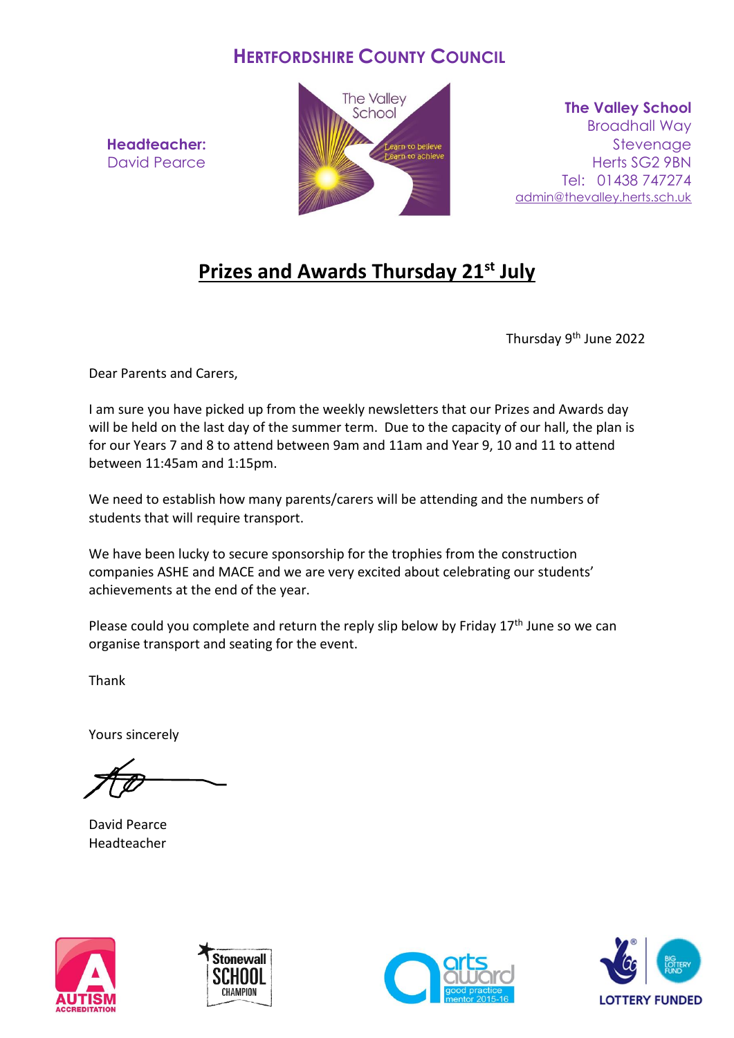**HERTFORDSHIRE COUNTY COUNCIL**

**Headteacher:**
David Pearce

The Valley School
Learn to believe
Learn to achieve

**The Valley School**
Broadhall Way
Stevenage
Herts SG2 9BN
Tel: 01438 747274
admin@thevalley.herts.sch.uk

# Prizes and Awards Thursday 21st July

Thursday 9th June 2022

Dear Parents and Carers,

I am sure you have picked up from the weekly newsletters that our Prizes and Awards day will be held on the last day of the summer term. Due to the capacity of our hall, the plan is for our Years 7 and 8 to attend between 9am and 11am and Year 9, 10 and 11 to attend between 11:45am and 1:15pm.

We need to establish how many parents/carers will be attending and the numbers of students that will require transport.

We have been lucky to secure sponsorship for the trophies from the construction companies ASHE and MACE and we are very excited about celebrating our students' achievements at the end of the year.

Please could you complete and return the reply slip below by Friday 17th June so we can organise transport and seating for the event.

Thank

Yours sincerely

David Pearce
Headteacher

AUTISM ACCREDITATION | Stonewall SCHOOL CHAMPION | arts award good practice mentor 2015-16 | BIG LOTTERY FUND LOTTERY FUNDED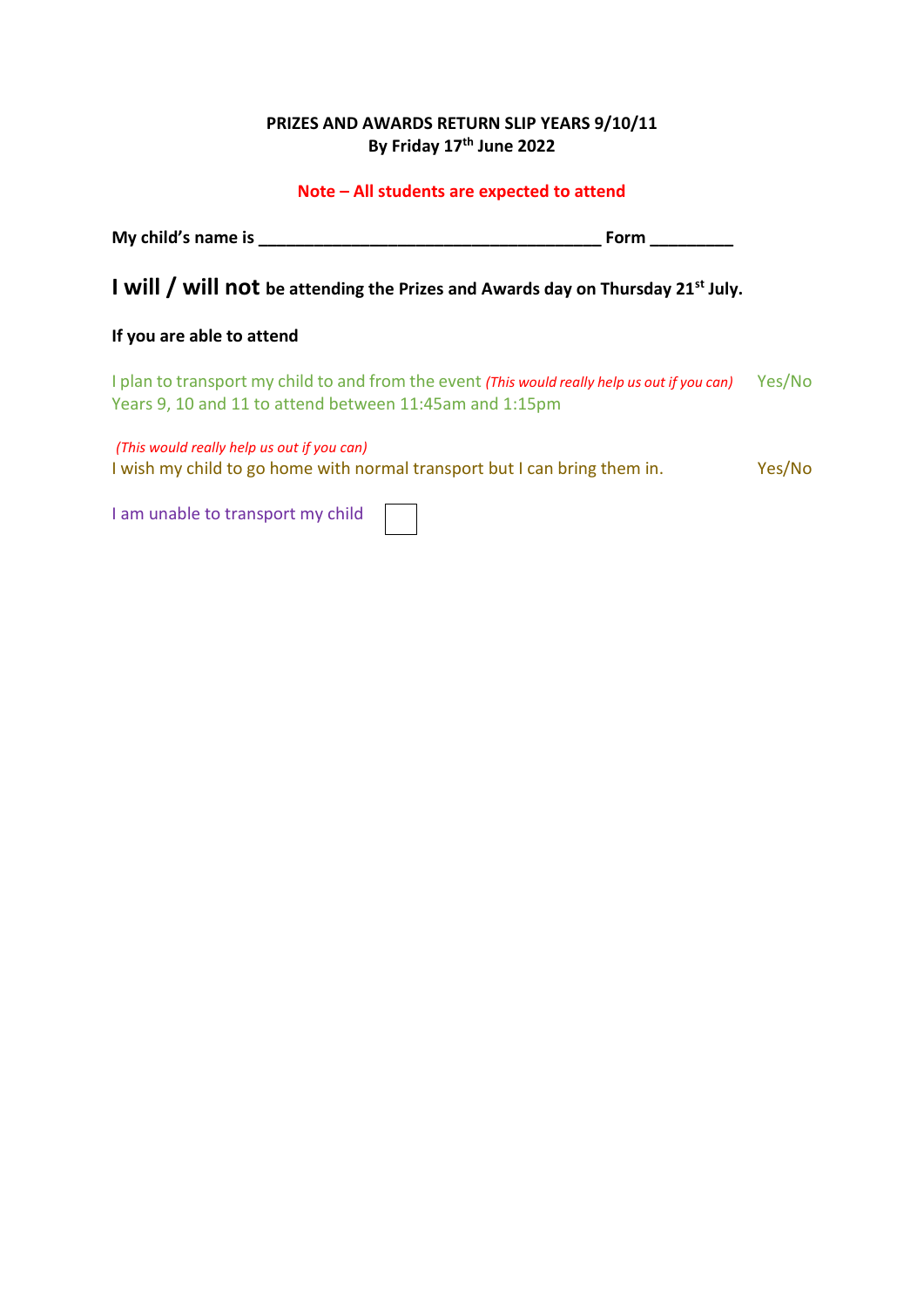**PRIZES AND AWARDS RETURN SLIP YEARS 9/10/11**
**By Friday 17th June 2022**

**Note – All students are expected to attend**

**My child's name is ____________________________________ Form _________**

**I will / will not be attending the Prizes and Awards day on Thursday 21st July.**

**If you are able to attend**

I plan to transport my child to and from the event *(This would really help us out if you can)* Yes/No
Years 9, 10 and 11 to attend between 11:45am and 1:15pm

*(This would really help us out if you can)*
I wish my child to go home with normal transport but I can bring them in. Yes/No

I am unable to transport my child ☐